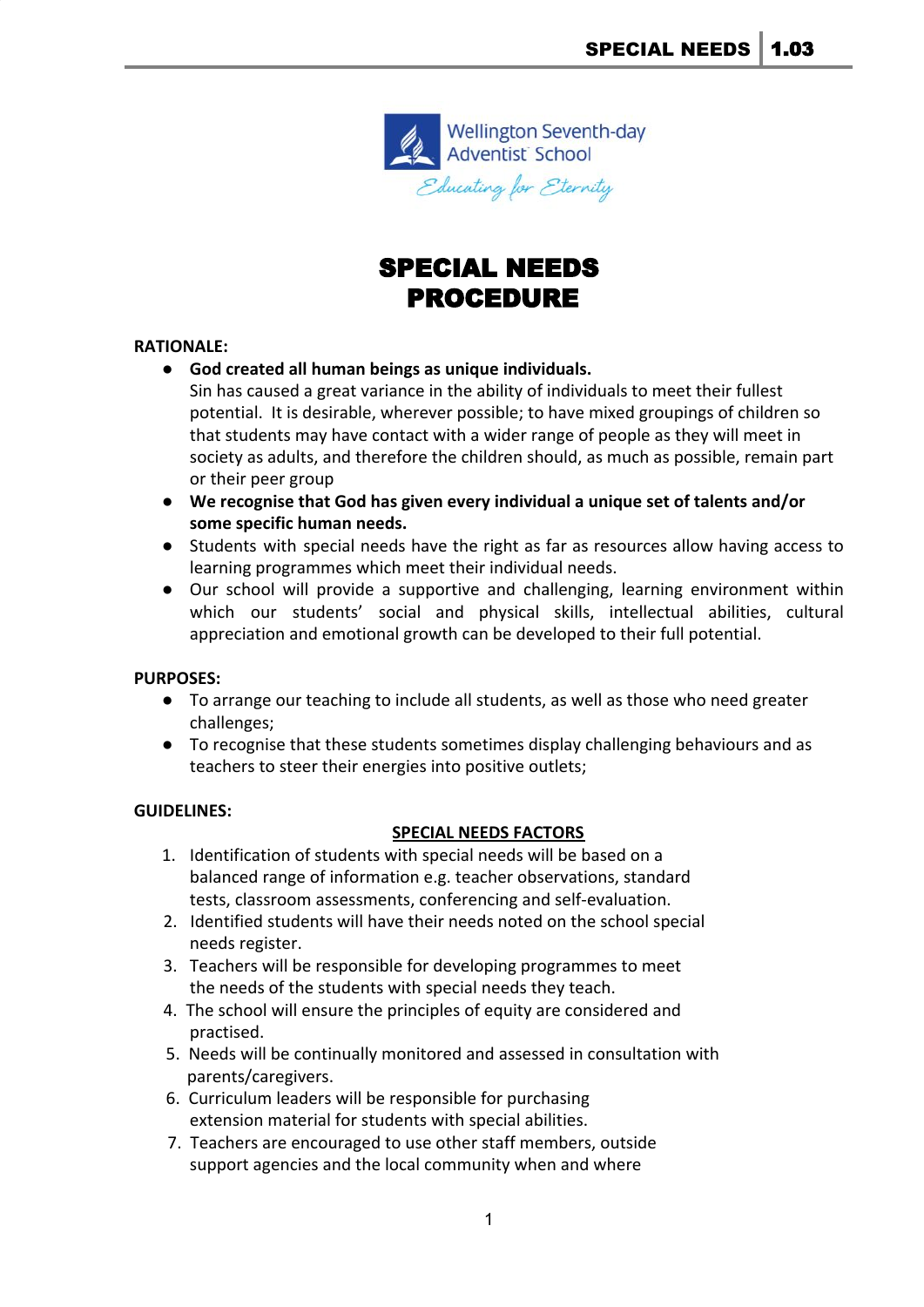Wellington Seventh-day Adventist School

*Educating for Eternity*

# SPECIAL NEEDS PROCEDURE

**RATIONALE:**

- **God created all human beings as unique individuals.**
  Sin has caused a great variance in the ability of individuals to meet their fullest potential. It is desirable, wherever possible; to have mixed groupings of children so that students may have contact with a wider range of people as they will meet in society as adults, and therefore the children should, as much as possible, remain part or their peer group
- **We recognise that God has given every individual a unique set of talents and/or some specific human needs.**
- Students with special needs have the right as far as resources allow having access to learning programmes which meet their individual needs.
- Our school will provide a supportive and challenging, learning environment within which our students' social and physical skills, intellectual abilities, cultural appreciation and emotional growth can be developed to their full potential.

**PURPOSES:**

- To arrange our teaching to include all students, as well as those who need greater challenges;
- To recognise that these students sometimes display challenging behaviours and as teachers to steer their energies into positive outlets;

**GUIDELINES:**

**SPECIAL NEEDS FACTORS**

1. Identification of students with special needs will be based on a balanced range of information e.g. teacher observations, standard tests, classroom assessments, conferencing and self-evaluation.
2. Identified students will have their needs noted on the school special needs register.
3. Teachers will be responsible for developing programmes to meet the needs of the students with special needs they teach.
4. The school will ensure the principles of equity are considered and practised.
5. Needs will be continually monitored and assessed in consultation with parents/caregivers.
6. Curriculum leaders will be responsible for purchasing extension material for students with special abilities.
7. Teachers are encouraged to use other staff members, outside support agencies and the local community when and where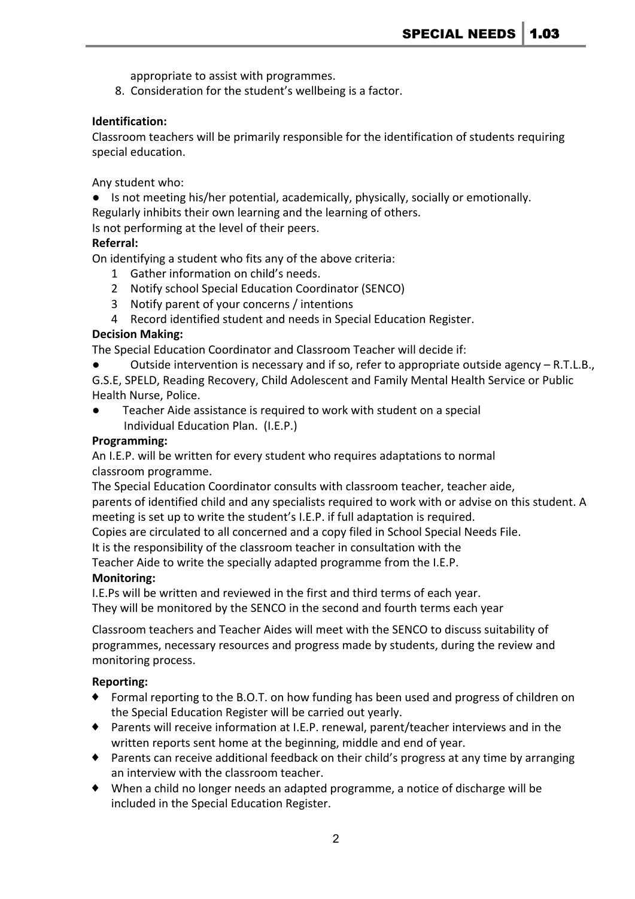appropriate to assist with programmes.

8. Consideration for the student's wellbeing is a factor.

**Identification:**

Classroom teachers will be primarily responsible for the identification of students requiring special education.

Any student who:

- Is not meeting his/her potential, academically, physically, socially or emotionally.

Regularly inhibits their own learning and the learning of others.

Is not performing at the level of their peers.

**Referral:**

On identifying a student who fits any of the above criteria:

1. Gather information on child's needs.
2. Notify school Special Education Coordinator (SENCO)
3. Notify parent of your concerns / intentions
4. Record identified student and needs in Special Education Register.

**Decision Making:**

The Special Education Coordinator and Classroom Teacher will decide if:

- Outside intervention is necessary and if so, refer to appropriate outside agency – R.T.L.B., G.S.E, SPELD, Reading Recovery, Child Adolescent and Family Mental Health Service or Public Health Nurse, Police.
- Teacher Aide assistance is required to work with student on a special Individual Education Plan. (I.E.P.)

**Programming:**

An I.E.P. will be written for every student who requires adaptations to normal classroom programme.

The Special Education Coordinator consults with classroom teacher, teacher aide, parents of identified child and any specialists required to work with or advise on this student. A meeting is set up to write the student's I.E.P. if full adaptation is required.

Copies are circulated to all concerned and a copy filed in School Special Needs File.

It is the responsibility of the classroom teacher in consultation with the Teacher Aide to write the specially adapted programme from the I.E.P.

**Monitoring:**

I.E.Ps will be written and reviewed in the first and third terms of each year.

They will be monitored by the SENCO in the second and fourth terms each year

Classroom teachers and Teacher Aides will meet with the SENCO to discuss suitability of programmes, necessary resources and progress made by students, during the review and monitoring process.

**Reporting:**

- Formal reporting to the B.O.T. on how funding has been used and progress of children on the Special Education Register will be carried out yearly.
- Parents will receive information at I.E.P. renewal, parent/teacher interviews and in the written reports sent home at the beginning, middle and end of year.
- Parents can receive additional feedback on their child's progress at any time by arranging an interview with the classroom teacher.
- When a child no longer needs an adapted programme, a notice of discharge will be included in the Special Education Register.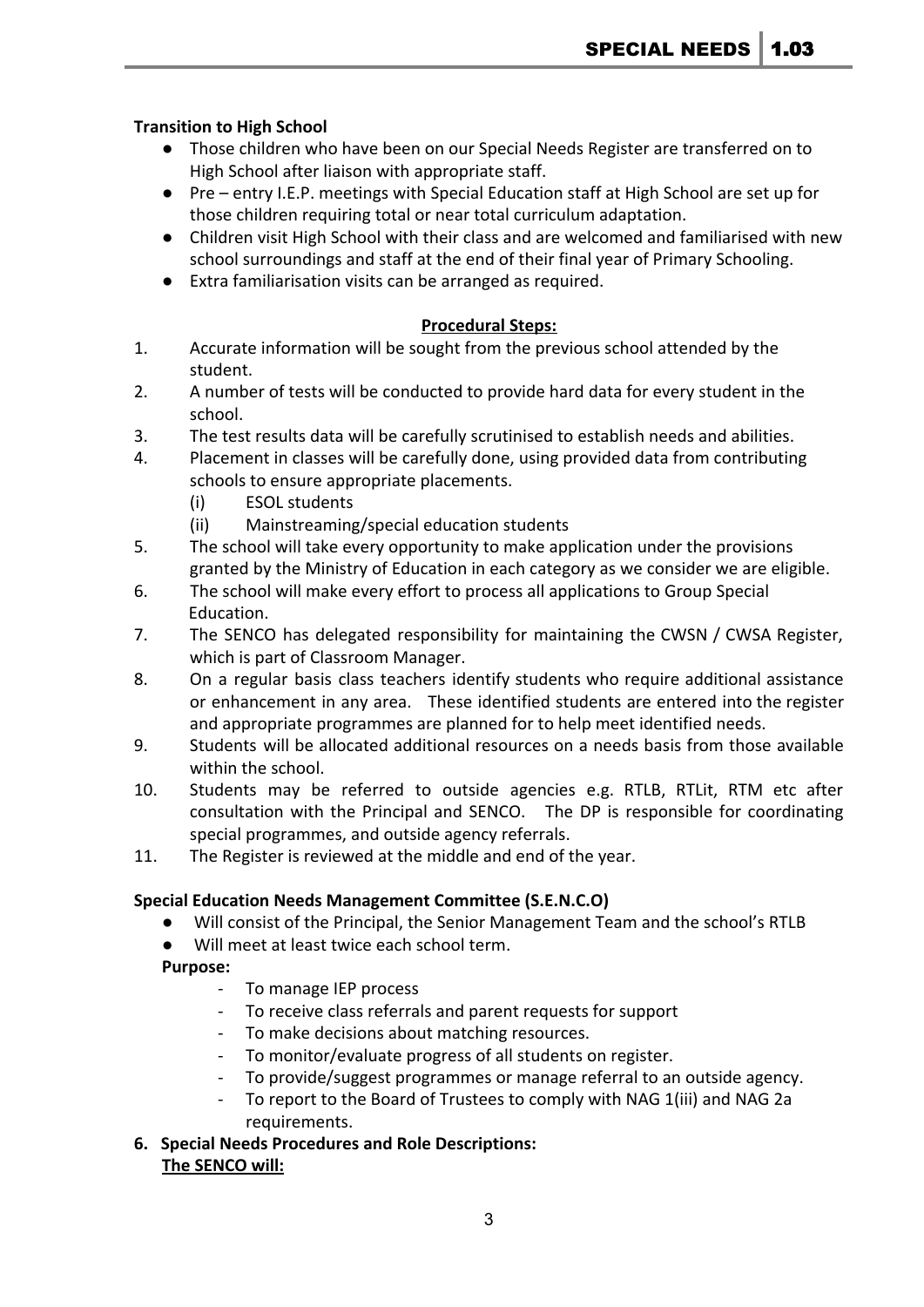**Transition to High School**

- Those children who have been on our Special Needs Register are transferred on to High School after liaison with appropriate staff.
- Pre – entry I.E.P. meetings with Special Education staff at High School are set up for those children requiring total or near total curriculum adaptation.
- Children visit High School with their class and are welcomed and familiarised with new school surroundings and staff at the end of their final year of Primary Schooling.
- Extra familiarisation visits can be arranged as required.

**Procedural Steps:**

1. Accurate information will be sought from the previous school attended by the student.
2. A number of tests will be conducted to provide hard data for every student in the school.
3. The test results data will be carefully scrutinised to establish needs and abilities.
4. Placement in classes will be carefully done, using provided data from contributing schools to ensure appropriate placements.
   (i) ESOL students
   (ii) Mainstreaming/special education students
5. The school will take every opportunity to make application under the provisions granted by the Ministry of Education in each category as we consider we are eligible.
6. The school will make every effort to process all applications to Group Special Education.
7. The SENCO has delegated responsibility for maintaining the CWSN / CWSA Register, which is part of Classroom Manager.
8. On a regular basis class teachers identify students who require additional assistance or enhancement in any area. These identified students are entered into the register and appropriate programmes are planned for to help meet identified needs.
9. Students will be allocated additional resources on a needs basis from those available within the school.
10. Students may be referred to outside agencies e.g. RTLB, RTLit, RTM etc after consultation with the Principal and SENCO. The DP is responsible for coordinating special programmes, and outside agency referrals.
11. The Register is reviewed at the middle and end of the year.

**Special Education Needs Management Committee (S.E.N.C.O)**

- Will consist of the Principal, the Senior Management Team and the school's RTLB
- Will meet at least twice each school term.

**Purpose:**

- To manage IEP process
- To receive class referrals and parent requests for support
- To make decisions about matching resources.
- To monitor/evaluate progress of all students on register.
- To provide/suggest programmes or manage referral to an outside agency.
- To report to the Board of Trustees to comply with NAG 1(iii) and NAG 2a requirements.

**6. Special Needs Procedures and Role Descriptions:**

**<u>The SENCO will:</u>**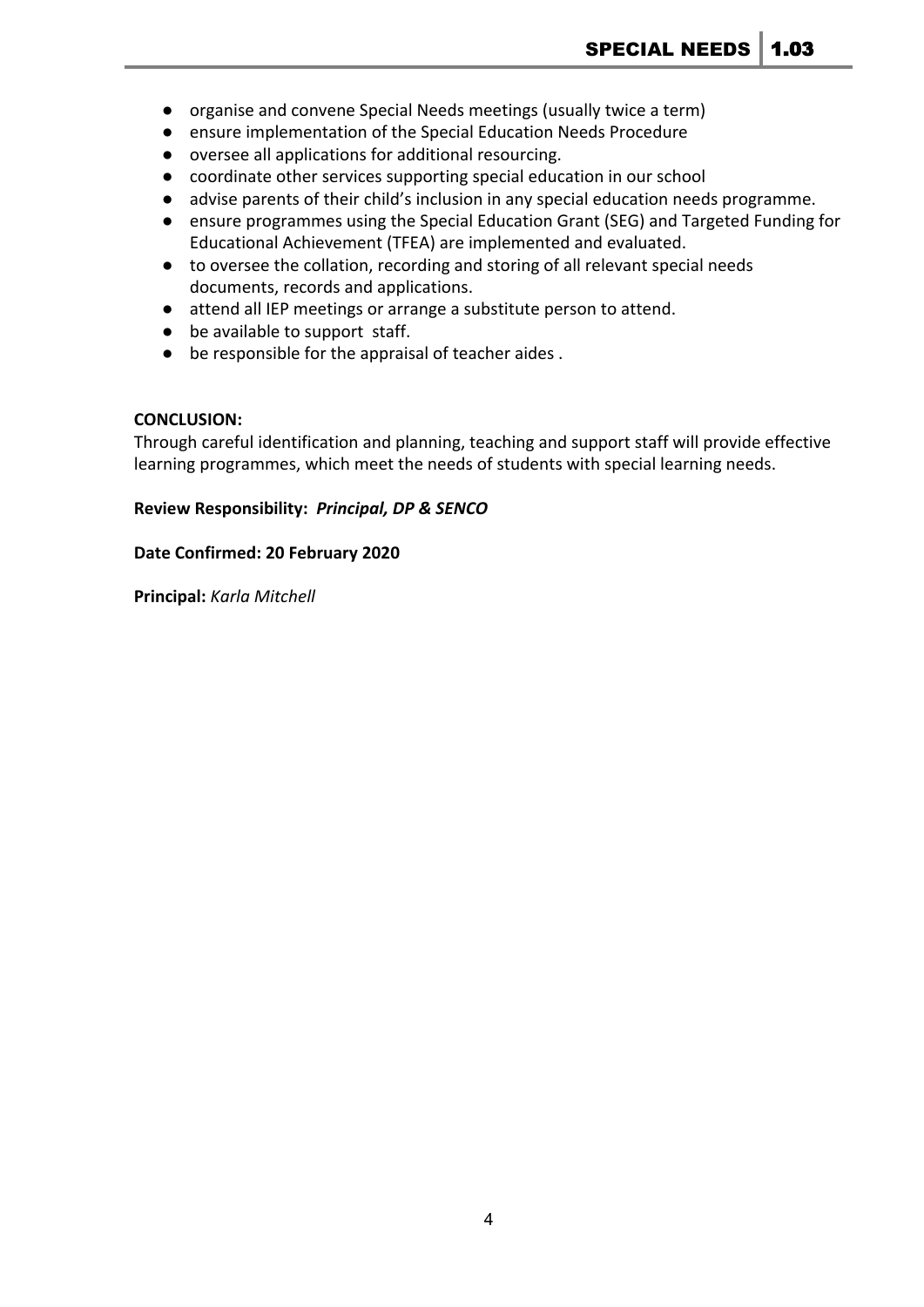- organise and convene Special Needs meetings (usually twice a term)
- ensure implementation of the Special Education Needs Procedure
- oversee all applications for additional resourcing.
- coordinate other services supporting special education in our school
- advise parents of their child's inclusion in any special education needs programme.
- ensure programmes using the Special Education Grant (SEG) and Targeted Funding for Educational Achievement (TFEA) are implemented and evaluated.
- to oversee the collation, recording and storing of all relevant special needs documents, records and applications.
- attend all IEP meetings or arrange a substitute person to attend.
- be available to support staff.
- be responsible for the appraisal of teacher aides .

**CONCLUSION:**

Through careful identification and planning, teaching and support staff will provide effective learning programmes, which meet the needs of students with special learning needs.

**Review Responsibility:** ***Principal, DP & SENCO***

**Date Confirmed: 20 February 2020**

**Principal:** *Karla Mitchell*